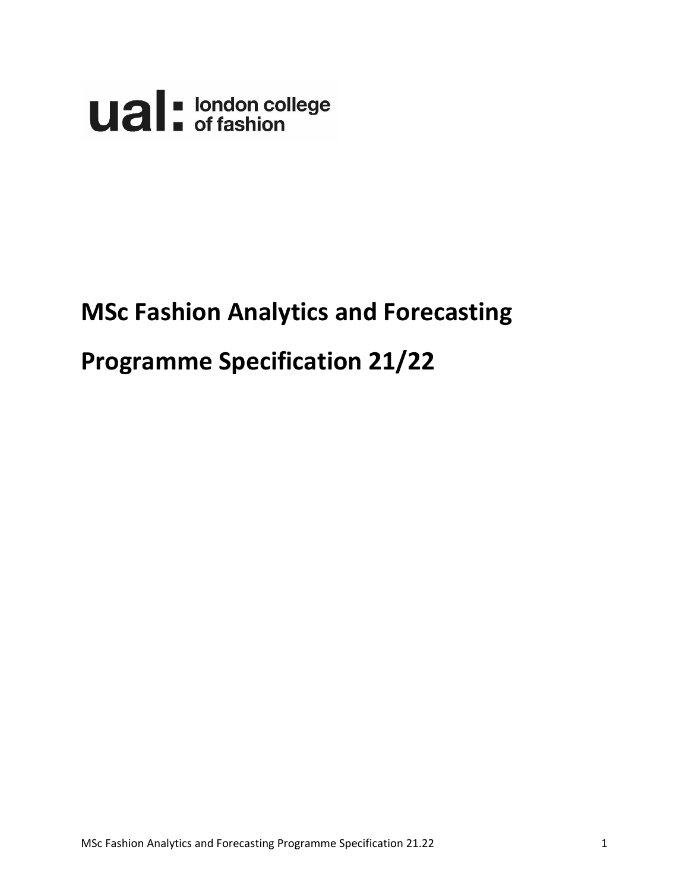ual: london college of fashion

# MSc Fashion Analytics and Forecasting

# Programme Specification 21/22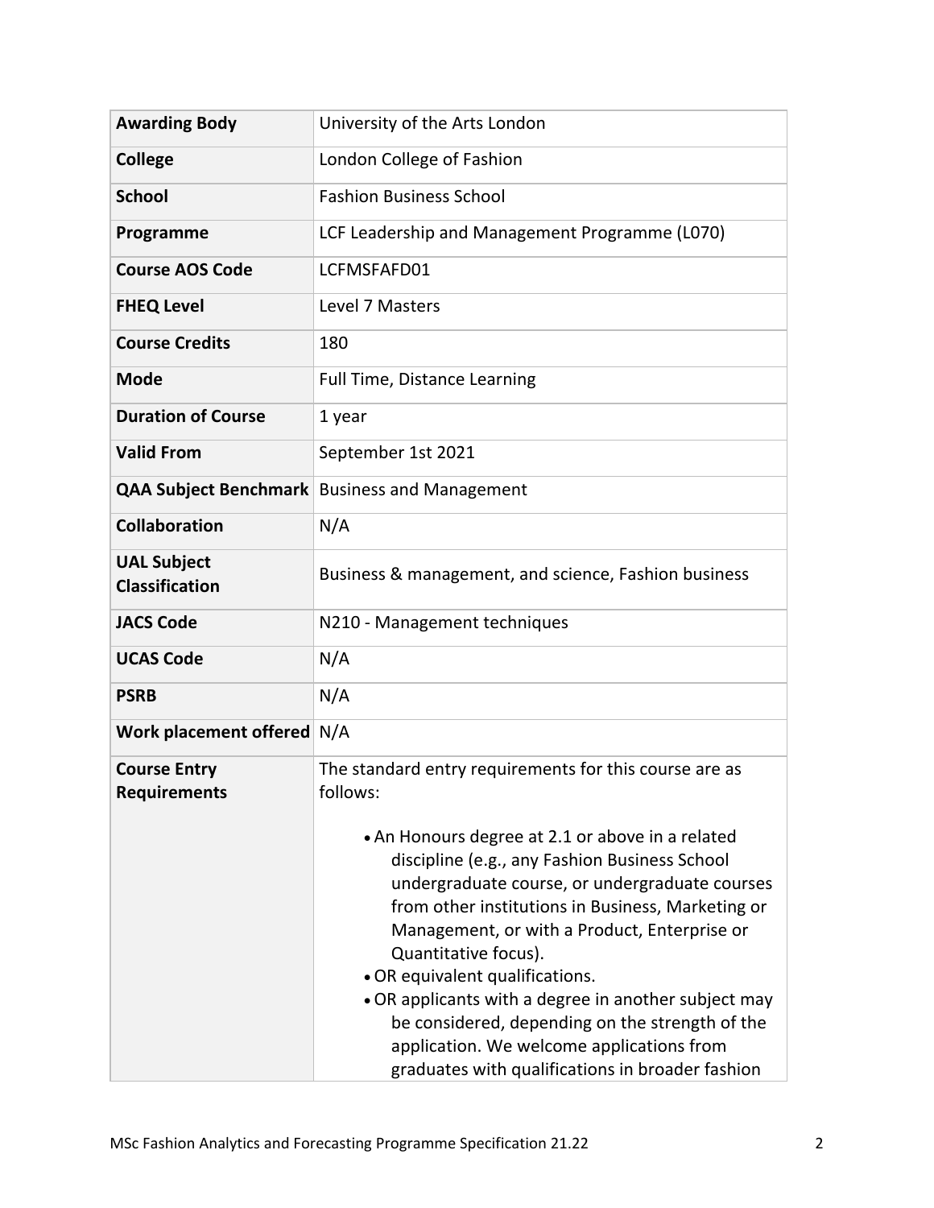| Awarding Body | University of the Arts London |
|---|---|
| College | London College of Fashion |
| School | Fashion Business School |
| Programme | LCF Leadership and Management Programme (L070) |
| Course AOS Code | LCFMSFAFD01 |
| FHEQ Level | Level 7 Masters |
| Course Credits | 180 |
| Mode | Full Time, Distance Learning |
| Duration of Course | 1 year |
| Valid From | September 1st 2021 |
| QAA Subject Benchmark | Business and Management |
| Collaboration | N/A |
| UAL Subject Classification | Business & management, and science, Fashion business |
| JACS Code | N210 - Management techniques |
| UCAS Code | N/A |
| PSRB | N/A |
| Work placement offered | N/A |
| Course Entry Requirements | The standard entry requirements for this course are as follows:<br><br>• An Honours degree at 2.1 or above in a related discipline (e.g., any Fashion Business School undergraduate course, or undergraduate courses from other institutions in Business, Marketing or Management, or with a Product, Enterprise or Quantitative focus).<br>• OR equivalent qualifications.<br>• OR applicants with a degree in another subject may be considered, depending on the strength of the application. We welcome applications from graduates with qualifications in broader fashion |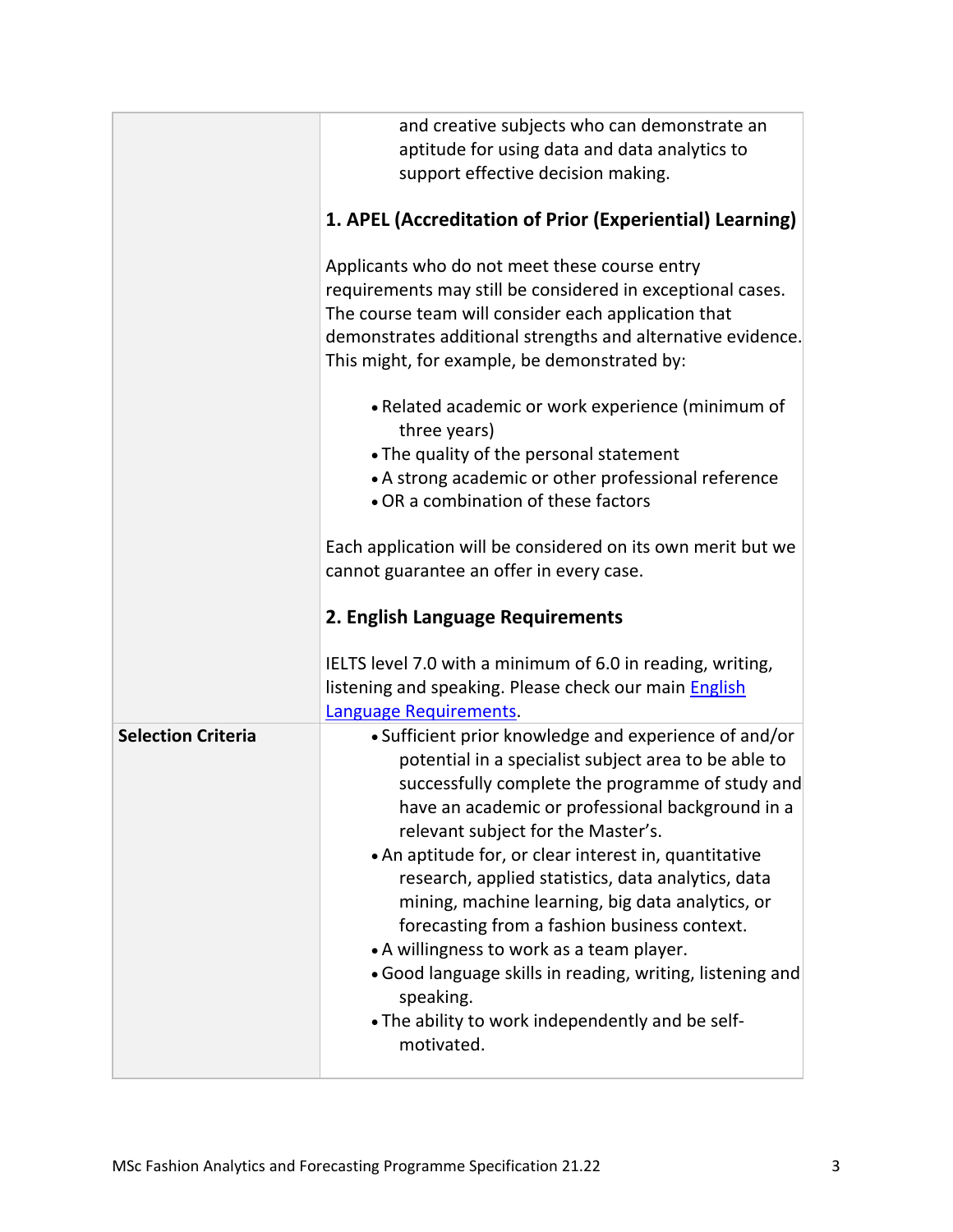| | |
|---|---|
| | and creative subjects who can demonstrate an aptitude for using data and data analytics to support effective decision making.<br><br>**1. APEL (Accreditation of Prior (Experiential) Learning)**<br><br>Applicants who do not meet these course entry requirements may still be considered in exceptional cases. The course team will consider each application that demonstrates additional strengths and alternative evidence. This might, for example, be demonstrated by:<br><br>• Related academic or work experience (minimum of three years)<br>• The quality of the personal statement<br>• A strong academic or other professional reference<br>• OR a combination of these factors<br><br>Each application will be considered on its own merit but we cannot guarantee an offer in every case.<br><br>**2. English Language Requirements**<br><br>IELTS level 7.0 with a minimum of 6.0 in reading, writing, listening and speaking. Please check our main English Language Requirements. |
| **Selection Criteria** | • Sufficient prior knowledge and experience of and/or potential in a specialist subject area to be able to successfully complete the programme of study and have an academic or professional background in a relevant subject for the Master's.<br>• An aptitude for, or clear interest in, quantitative research, applied statistics, data analytics, data mining, machine learning, big data analytics, or forecasting from a fashion business context.<br>• A willingness to work as a team player.<br>• Good language skills in reading, writing, listening and speaking.<br>• The ability to work independently and be self-motivated. |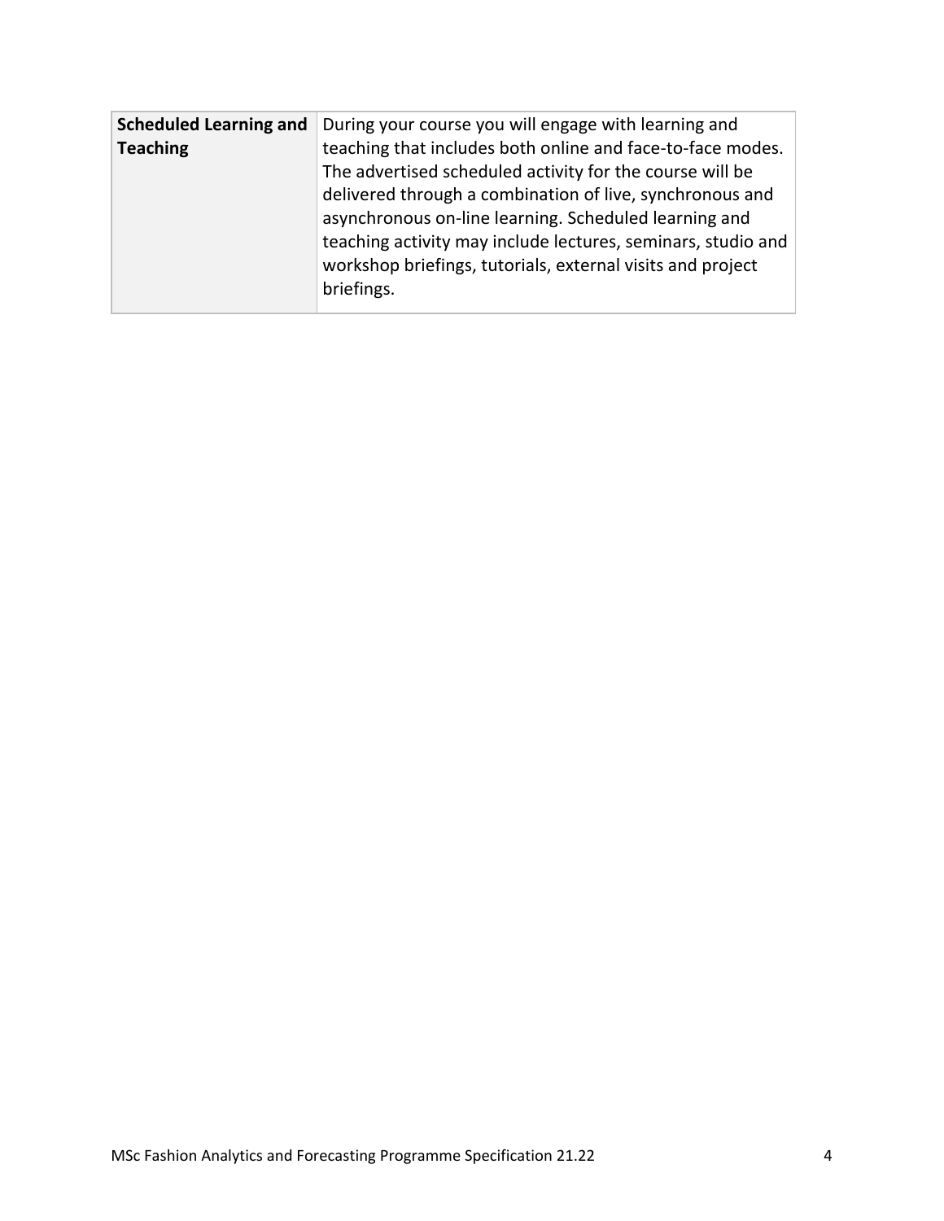| **Scheduled Learning and Teaching** | During your course you will engage with learning and teaching that includes both online and face-to-face modes. The advertised scheduled activity for the course will be delivered through a combination of live, synchronous and asynchronous on-line learning. Scheduled learning and teaching activity may include lectures, seminars, studio and workshop briefings, tutorials, external visits and project briefings. |
|---|---|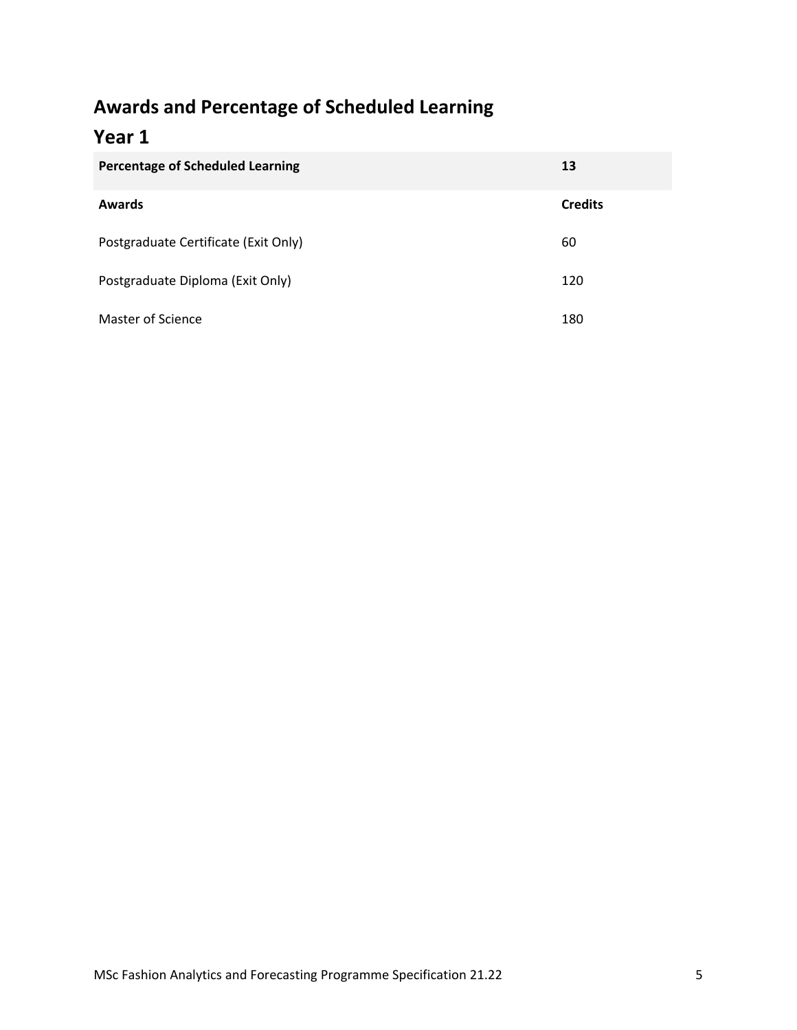## Awards and Percentage of Scheduled Learning

## Year 1

| **Percentage of Scheduled Learning** | **13** |
|---|---|
| **Awards** | **Credits** |
| Postgraduate Certificate (Exit Only) | 60 |
| Postgraduate Diploma (Exit Only) | 120 |
| Master of Science | 180 |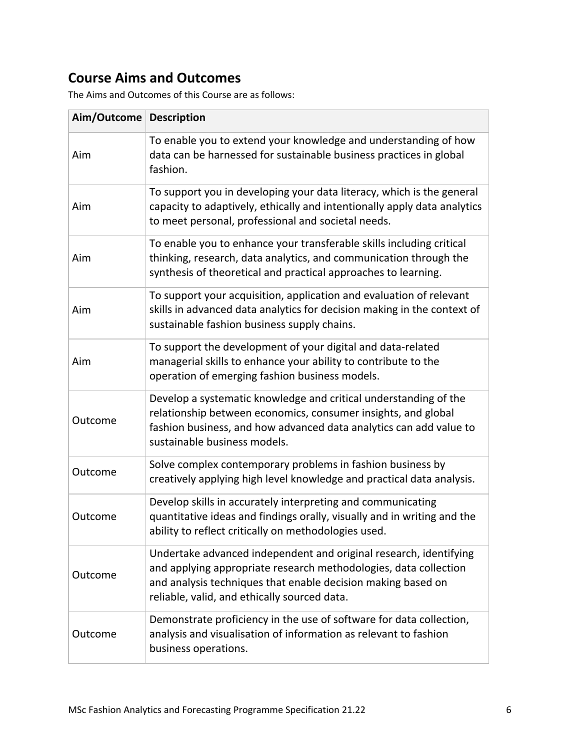## Course Aims and Outcomes

The Aims and Outcomes of this Course are as follows:

| Aim/Outcome | Description |
|---|---|
| Aim | To enable you to extend your knowledge and understanding of how data can be harnessed for sustainable business practices in global fashion. |
| Aim | To support you in developing your data literacy, which is the general capacity to adaptively, ethically and intentionally apply data analytics to meet personal, professional and societal needs. |
| Aim | To enable you to enhance your transferable skills including critical thinking, research, data analytics, and communication through the synthesis of theoretical and practical approaches to learning. |
| Aim | To support your acquisition, application and evaluation of relevant skills in advanced data analytics for decision making in the context of sustainable fashion business supply chains. |
| Aim | To support the development of your digital and data-related managerial skills to enhance your ability to contribute to the operation of emerging fashion business models. |
| Outcome | Develop a systematic knowledge and critical understanding of the relationship between economics, consumer insights, and global fashion business, and how advanced data analytics can add value to sustainable business models. |
| Outcome | Solve complex contemporary problems in fashion business by creatively applying high level knowledge and practical data analysis. |
| Outcome | Develop skills in accurately interpreting and communicating quantitative ideas and findings orally, visually and in writing and the ability to reflect critically on methodologies used. |
| Outcome | Undertake advanced independent and original research, identifying and applying appropriate research methodologies, data collection and analysis techniques that enable decision making based on reliable, valid, and ethically sourced data. |
| Outcome | Demonstrate proficiency in the use of software for data collection, analysis and visualisation of information as relevant to fashion business operations. |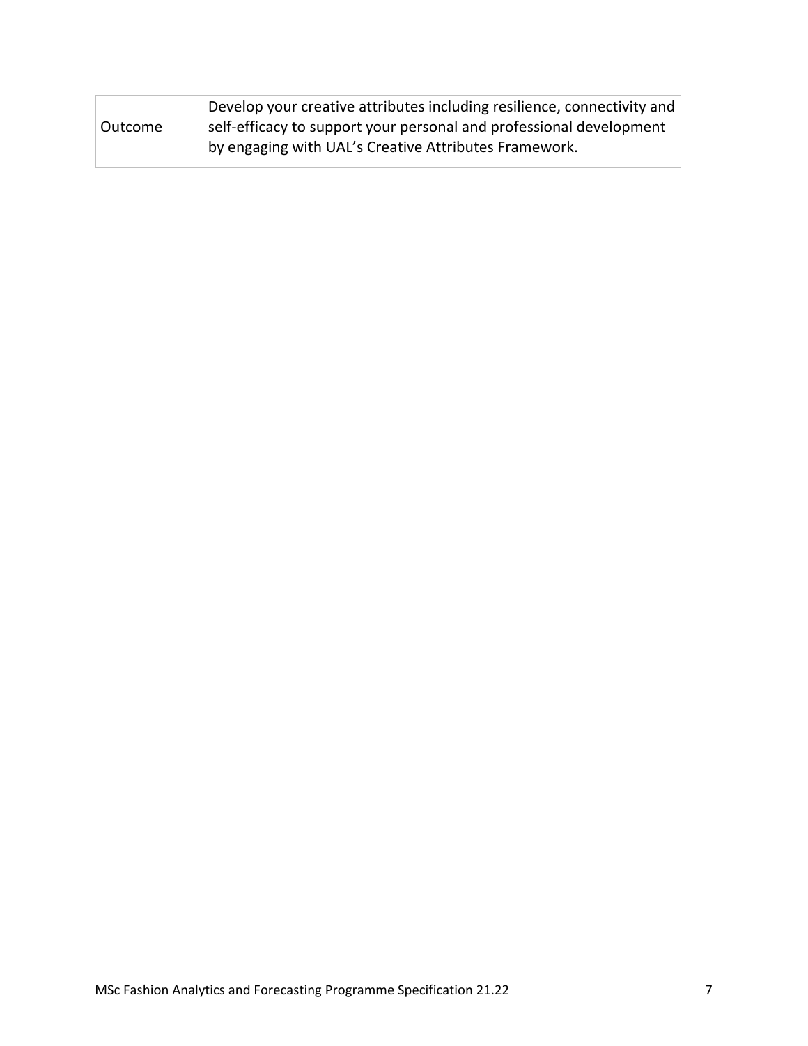| Outcome | Develop your creative attributes including resilience, connectivity and self-efficacy to support your personal and professional development by engaging with UAL's Creative Attributes Framework. |
|---|---|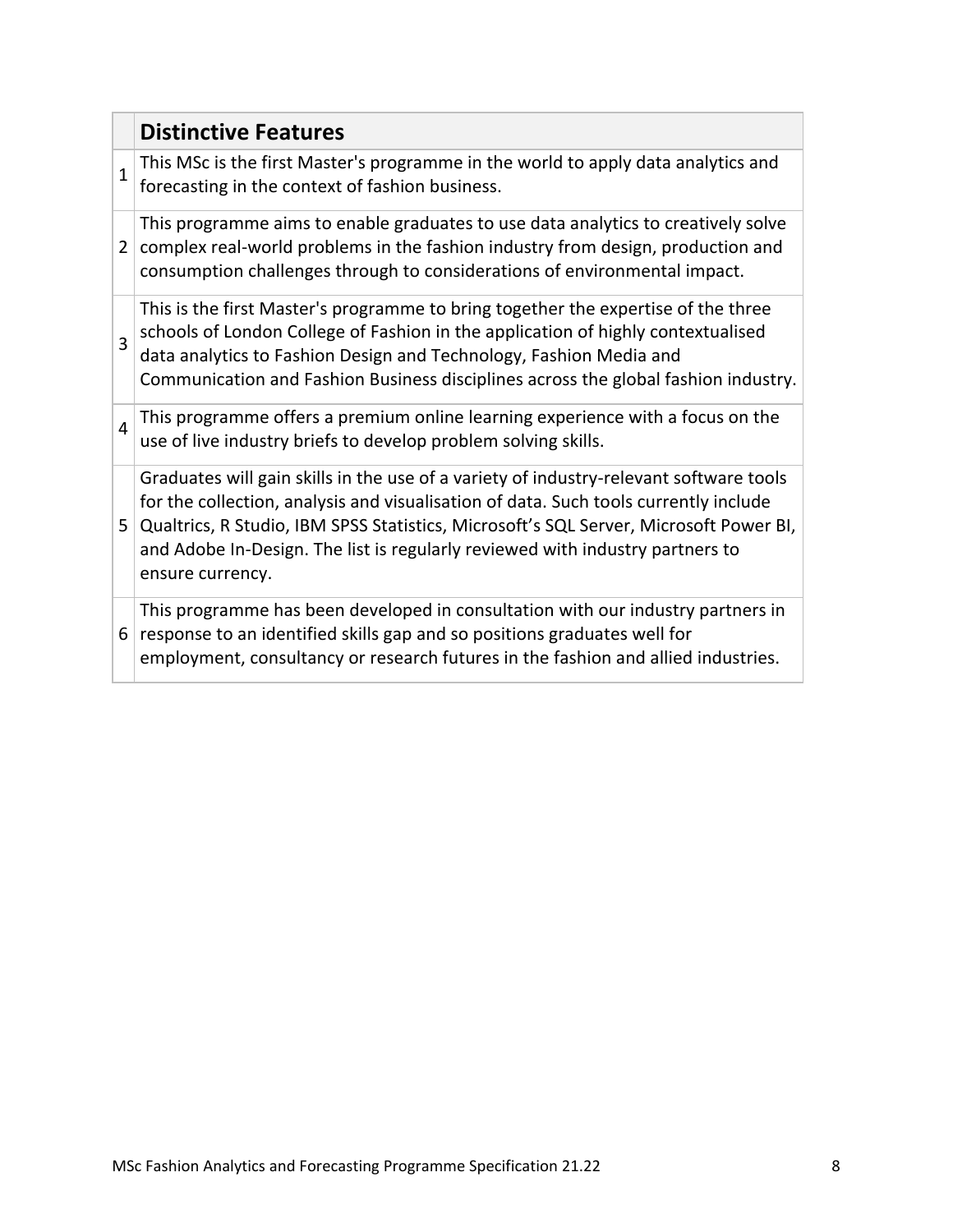| | Distinctive Features |
|---|---|
| 1 | This MSc is the first Master's programme in the world to apply data analytics and forecasting in the context of fashion business. |
| 2 | This programme aims to enable graduates to use data analytics to creatively solve complex real-world problems in the fashion industry from design, production and consumption challenges through to considerations of environmental impact. |
| 3 | This is the first Master's programme to bring together the expertise of the three schools of London College of Fashion in the application of highly contextualised data analytics to Fashion Design and Technology, Fashion Media and Communication and Fashion Business disciplines across the global fashion industry. |
| 4 | This programme offers a premium online learning experience with a focus on the use of live industry briefs to develop problem solving skills. |
| 5 | Graduates will gain skills in the use of a variety of industry-relevant software tools for the collection, analysis and visualisation of data. Such tools currently include Qualtrics, R Studio, IBM SPSS Statistics, Microsoft's SQL Server, Microsoft Power BI, and Adobe In-Design. The list is regularly reviewed with industry partners to ensure currency. |
| 6 | This programme has been developed in consultation with our industry partners in response to an identified skills gap and so positions graduates well for employment, consultancy or research futures in the fashion and allied industries. |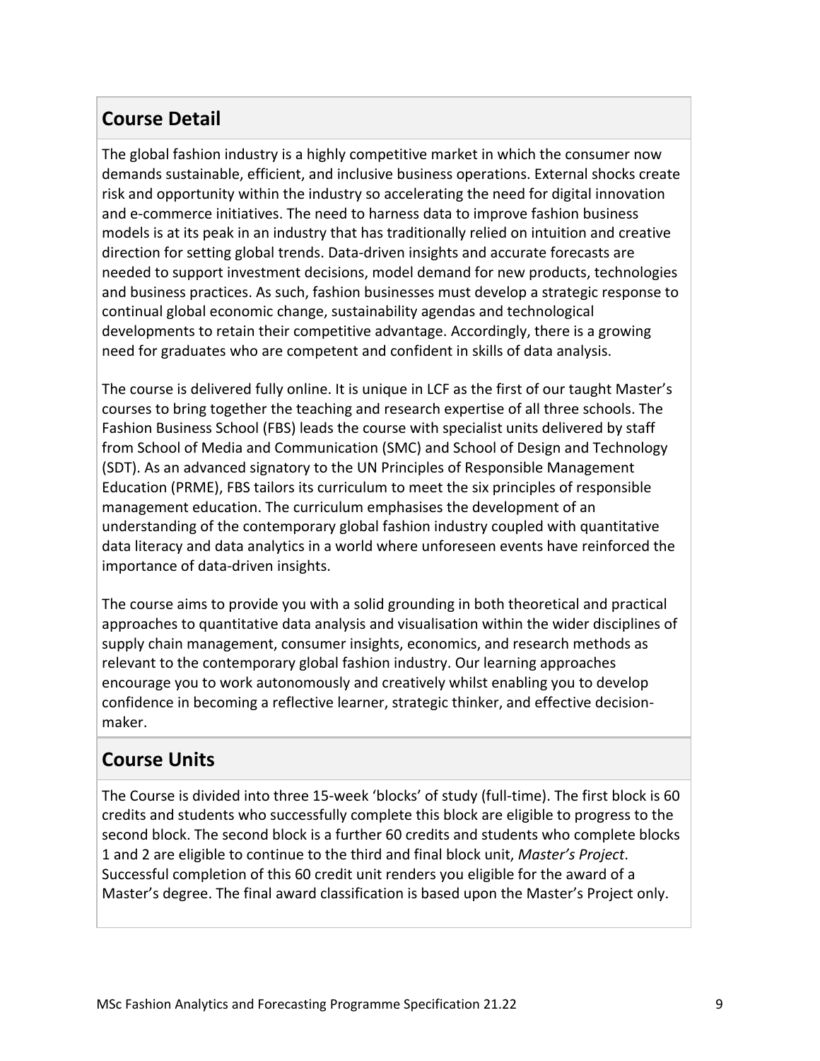## Course Detail

The global fashion industry is a highly competitive market in which the consumer now demands sustainable, efficient, and inclusive business operations. External shocks create risk and opportunity within the industry so accelerating the need for digital innovation and e-commerce initiatives. The need to harness data to improve fashion business models is at its peak in an industry that has traditionally relied on intuition and creative direction for setting global trends. Data-driven insights and accurate forecasts are needed to support investment decisions, model demand for new products, technologies and business practices. As such, fashion businesses must develop a strategic response to continual global economic change, sustainability agendas and technological developments to retain their competitive advantage. Accordingly, there is a growing need for graduates who are competent and confident in skills of data analysis.

The course is delivered fully online. It is unique in LCF as the first of our taught Master's courses to bring together the teaching and research expertise of all three schools. The Fashion Business School (FBS) leads the course with specialist units delivered by staff from School of Media and Communication (SMC) and School of Design and Technology (SDT). As an advanced signatory to the UN Principles of Responsible Management Education (PRME), FBS tailors its curriculum to meet the six principles of responsible management education. The curriculum emphasises the development of an understanding of the contemporary global fashion industry coupled with quantitative data literacy and data analytics in a world where unforeseen events have reinforced the importance of data-driven insights.

The course aims to provide you with a solid grounding in both theoretical and practical approaches to quantitative data analysis and visualisation within the wider disciplines of supply chain management, consumer insights, economics, and research methods as relevant to the contemporary global fashion industry. Our learning approaches encourage you to work autonomously and creatively whilst enabling you to develop confidence in becoming a reflective learner, strategic thinker, and effective decision-maker.

## Course Units

The Course is divided into three 15-week 'blocks' of study (full-time). The first block is 60 credits and students who successfully complete this block are eligible to progress to the second block. The second block is a further 60 credits and students who complete blocks 1 and 2 are eligible to continue to the third and final block unit, *Master's Project*. Successful completion of this 60 credit unit renders you eligible for the award of a Master's degree. The final award classification is based upon the Master's Project only.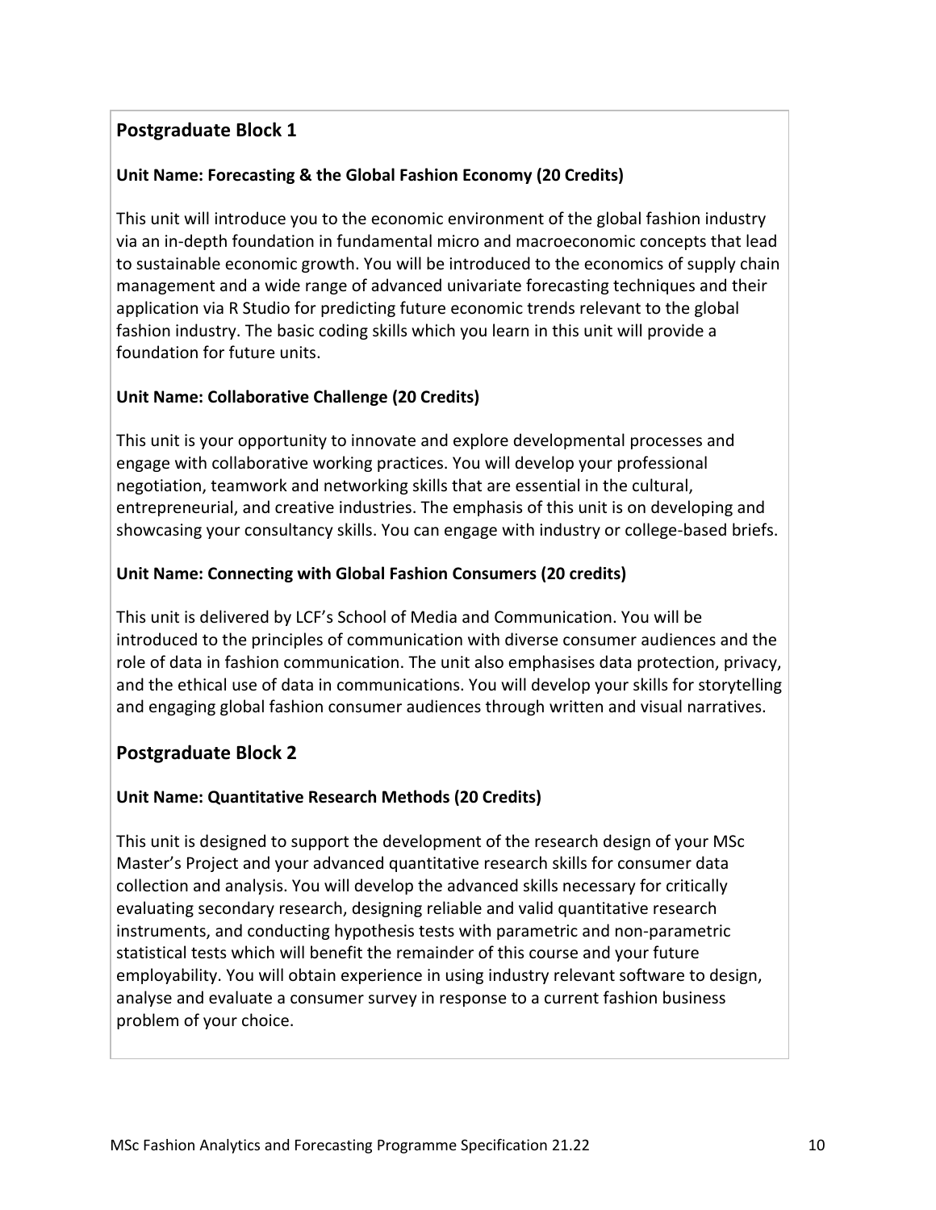## Postgraduate Block 1

### Unit Name: Forecasting & the Global Fashion Economy (20 Credits)

This unit will introduce you to the economic environment of the global fashion industry via an in-depth foundation in fundamental micro and macroeconomic concepts that lead to sustainable economic growth. You will be introduced to the economics of supply chain management and a wide range of advanced univariate forecasting techniques and their application via R Studio for predicting future economic trends relevant to the global fashion industry. The basic coding skills which you learn in this unit will provide a foundation for future units.

### Unit Name: Collaborative Challenge (20 Credits)

This unit is your opportunity to innovate and explore developmental processes and engage with collaborative working practices. You will develop your professional negotiation, teamwork and networking skills that are essential in the cultural, entrepreneurial, and creative industries. The emphasis of this unit is on developing and showcasing your consultancy skills. You can engage with industry or college-based briefs.

### Unit Name: Connecting with Global Fashion Consumers (20 credits)

This unit is delivered by LCF's School of Media and Communication. You will be introduced to the principles of communication with diverse consumer audiences and the role of data in fashion communication. The unit also emphasises data protection, privacy, and the ethical use of data in communications. You will develop your skills for storytelling and engaging global fashion consumer audiences through written and visual narratives.

## Postgraduate Block 2

### Unit Name: Quantitative Research Methods (20 Credits)

This unit is designed to support the development of the research design of your MSc Master's Project and your advanced quantitative research skills for consumer data collection and analysis. You will develop the advanced skills necessary for critically evaluating secondary research, designing reliable and valid quantitative research instruments, and conducting hypothesis tests with parametric and non-parametric statistical tests which will benefit the remainder of this course and your future employability. You will obtain experience in using industry relevant software to design, analyse and evaluate a consumer survey in response to a current fashion business problem of your choice.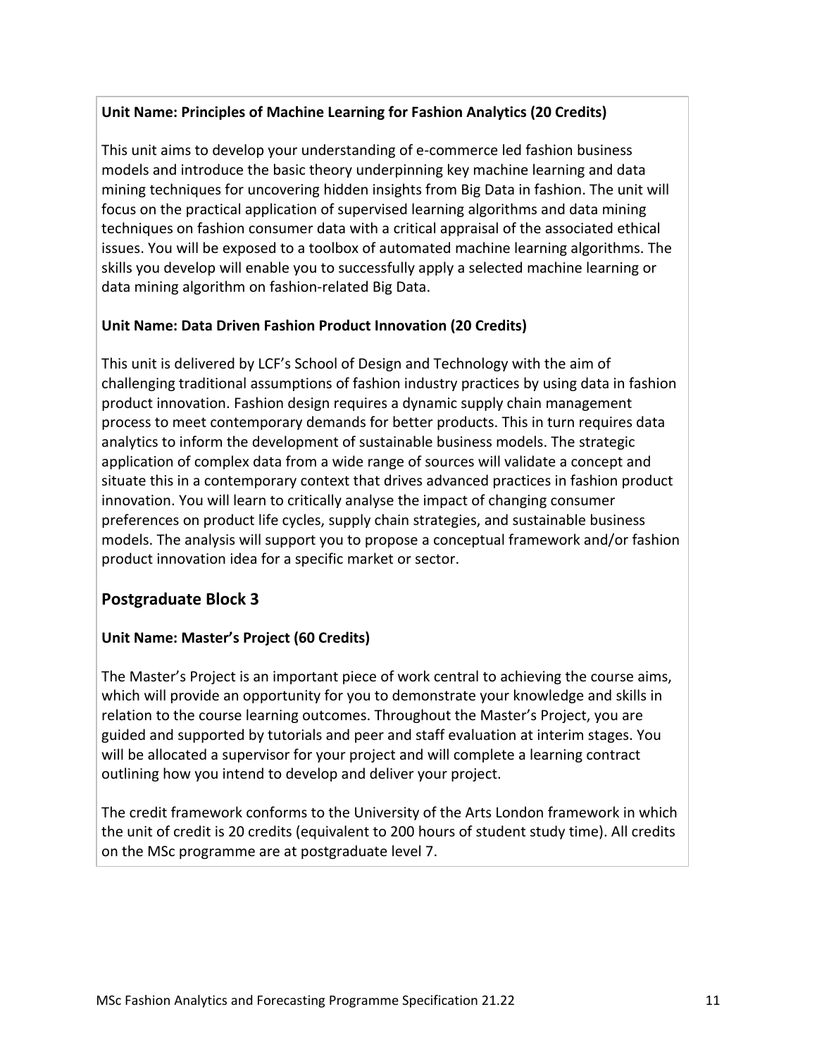**Unit Name: Principles of Machine Learning for Fashion Analytics (20 Credits)**

This unit aims to develop your understanding of e-commerce led fashion business models and introduce the basic theory underpinning key machine learning and data mining techniques for uncovering hidden insights from Big Data in fashion. The unit will focus on the practical application of supervised learning algorithms and data mining techniques on fashion consumer data with a critical appraisal of the associated ethical issues. You will be exposed to a toolbox of automated machine learning algorithms. The skills you develop will enable you to successfully apply a selected machine learning or data mining algorithm on fashion-related Big Data.

**Unit Name: Data Driven Fashion Product Innovation (20 Credits)**

This unit is delivered by LCF's School of Design and Technology with the aim of challenging traditional assumptions of fashion industry practices by using data in fashion product innovation. Fashion design requires a dynamic supply chain management process to meet contemporary demands for better products. This in turn requires data analytics to inform the development of sustainable business models. The strategic application of complex data from a wide range of sources will validate a concept and situate this in a contemporary context that drives advanced practices in fashion product innovation. You will learn to critically analyse the impact of changing consumer preferences on product life cycles, supply chain strategies, and sustainable business models. The analysis will support you to propose a conceptual framework and/or fashion product innovation idea for a specific market or sector.

## Postgraduate Block 3

**Unit Name: Master's Project (60 Credits)**

The Master's Project is an important piece of work central to achieving the course aims, which will provide an opportunity for you to demonstrate your knowledge and skills in relation to the course learning outcomes. Throughout the Master's Project, you are guided and supported by tutorials and peer and staff evaluation at interim stages. You will be allocated a supervisor for your project and will complete a learning contract outlining how you intend to develop and deliver your project.

The credit framework conforms to the University of the Arts London framework in which the unit of credit is 20 credits (equivalent to 200 hours of student study time). All credits on the MSc programme are at postgraduate level 7.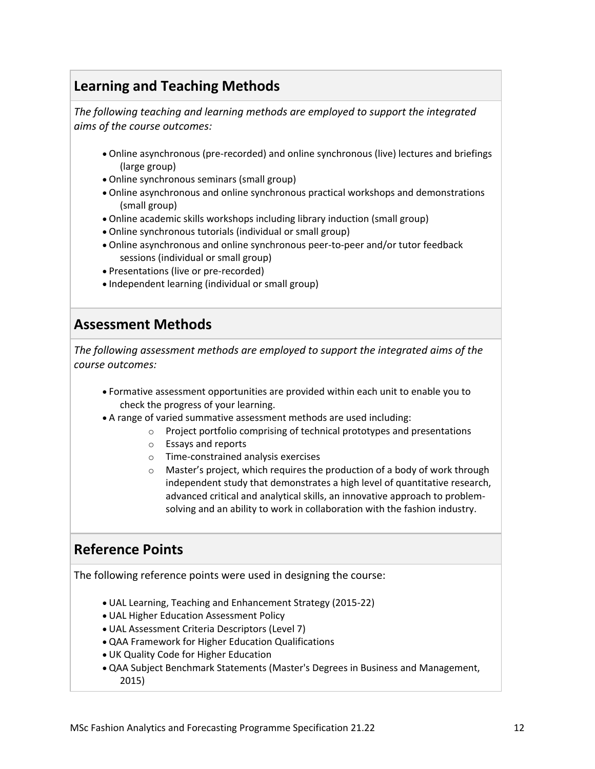## Learning and Teaching Methods

*The following teaching and learning methods are employed to support the integrated aims of the course outcomes:*

- Online asynchronous (pre-recorded) and online synchronous (live) lectures and briefings (large group)
- Online synchronous seminars (small group)
- Online asynchronous and online synchronous practical workshops and demonstrations (small group)
- Online academic skills workshops including library induction (small group)
- Online synchronous tutorials (individual or small group)
- Online asynchronous and online synchronous peer-to-peer and/or tutor feedback sessions (individual or small group)
- Presentations (live or pre-recorded)
- Independent learning (individual or small group)

## Assessment Methods

*The following assessment methods are employed to support the integrated aims of the course outcomes:*

- Formative assessment opportunities are provided within each unit to enable you to check the progress of your learning.
- A range of varied summative assessment methods are used including:
  - Project portfolio comprising of technical prototypes and presentations
  - Essays and reports
  - Time-constrained analysis exercises
  - Master's project, which requires the production of a body of work through independent study that demonstrates a high level of quantitative research, advanced critical and analytical skills, an innovative approach to problem-solving and an ability to work in collaboration with the fashion industry.

## Reference Points

The following reference points were used in designing the course:

- UAL Learning, Teaching and Enhancement Strategy (2015-22)
- UAL Higher Education Assessment Policy
- UAL Assessment Criteria Descriptors (Level 7)
- QAA Framework for Higher Education Qualifications
- UK Quality Code for Higher Education
- QAA Subject Benchmark Statements (Master's Degrees in Business and Management, 2015)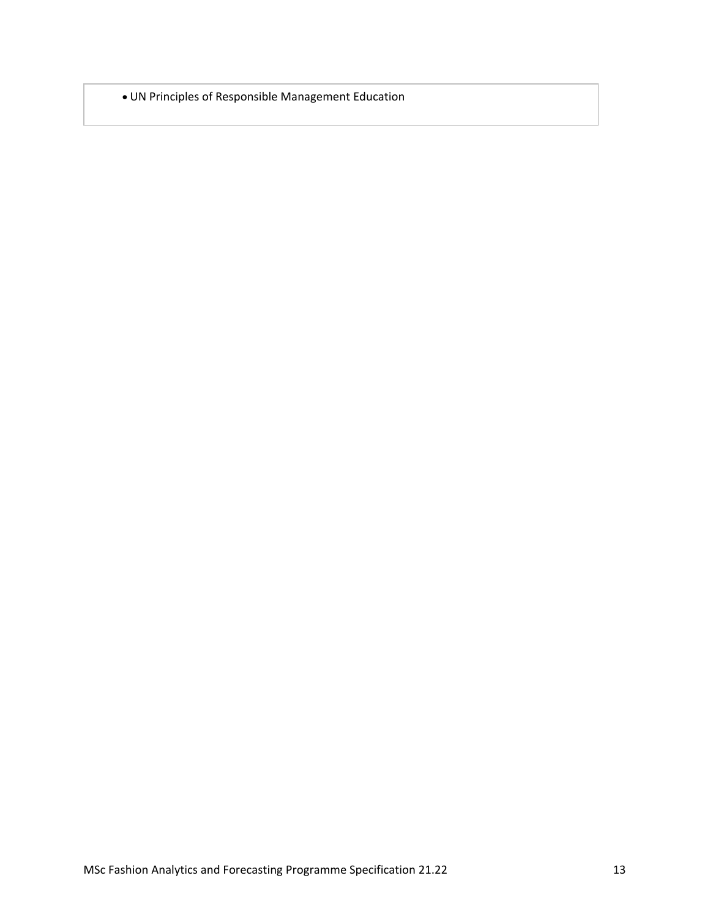- UN Principles of Responsible Management Education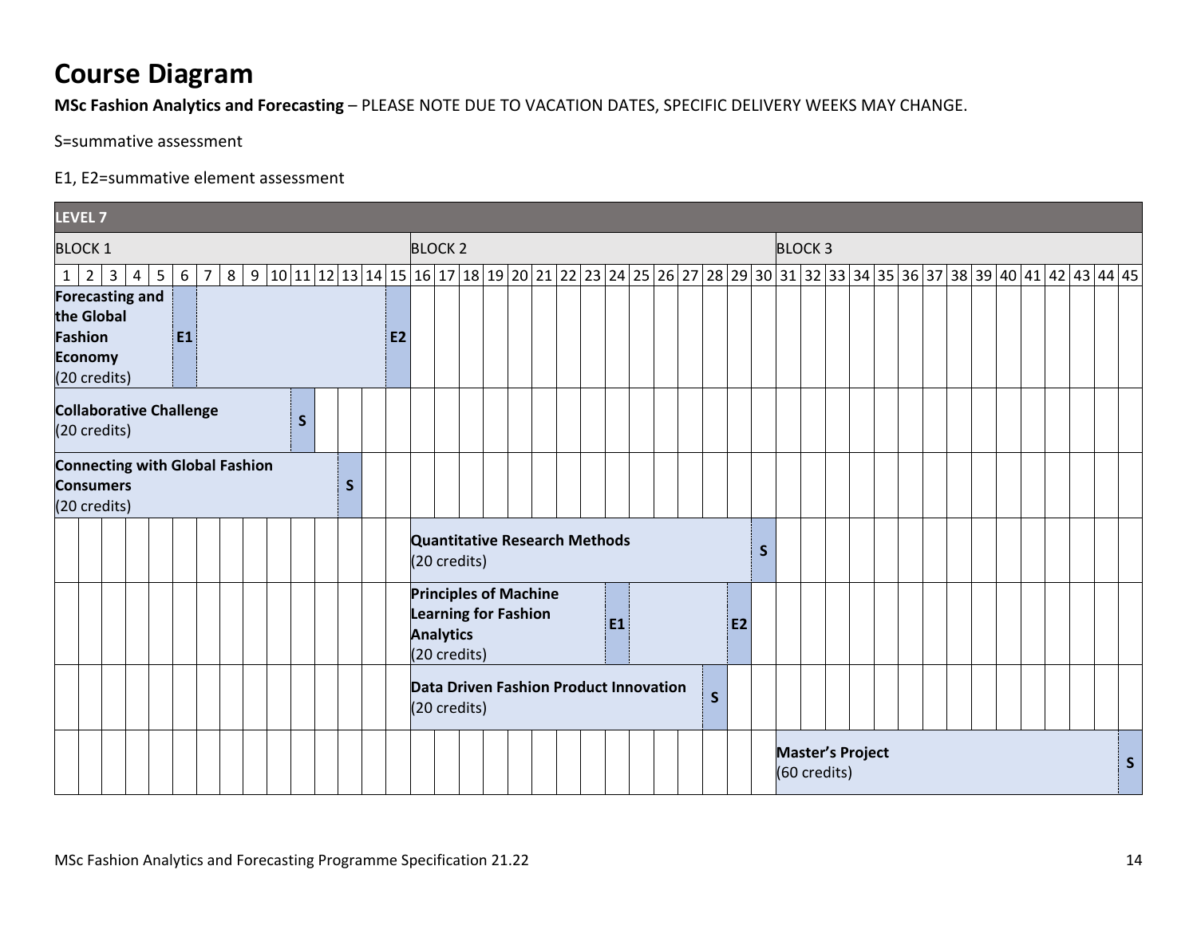# Course Diagram

**MSc Fashion Analytics and Forecasting** – PLEASE NOTE DUE TO VACATION DATES, SPECIFIC DELIVERY WEEKS MAY CHANGE.

S=summative assessment

E1, E2=summative element assessment

**LEVEL 7**

| Module | Block | Delivery weeks | Assessment |
|---|---|---|---|
| **Forecasting and the Global Fashion Economy** (20 credits) | Block 1 | Weeks 1–15 | E1 (week 6), E2 (week 15) |
| **Collaborative Challenge** (20 credits) | Block 1 | Weeks 1–11 | S (week 11) |
| **Connecting with Global Fashion Consumers** (20 credits) | Block 1 | Weeks 1–13 | S (week 13) |
| **Quantitative Research Methods** (20 credits) | Block 2 | Weeks 16–30 | S (week 30) |
| **Principles of Machine Learning for Fashion Analytics** (20 credits) | Block 2 | Weeks 16–29 | E1 (week 24), E2 (week 29) |
| **Data Driven Fashion Product Innovation** (20 credits) | Block 2 | Weeks 16–28 | S (week 28) |
| **Master's Project** (60 credits) | Block 3 | Weeks 31–45 | S (week 45) |

Block 1 = weeks 1–15; Block 2 = weeks 16–30; Block 3 = weeks 31–45.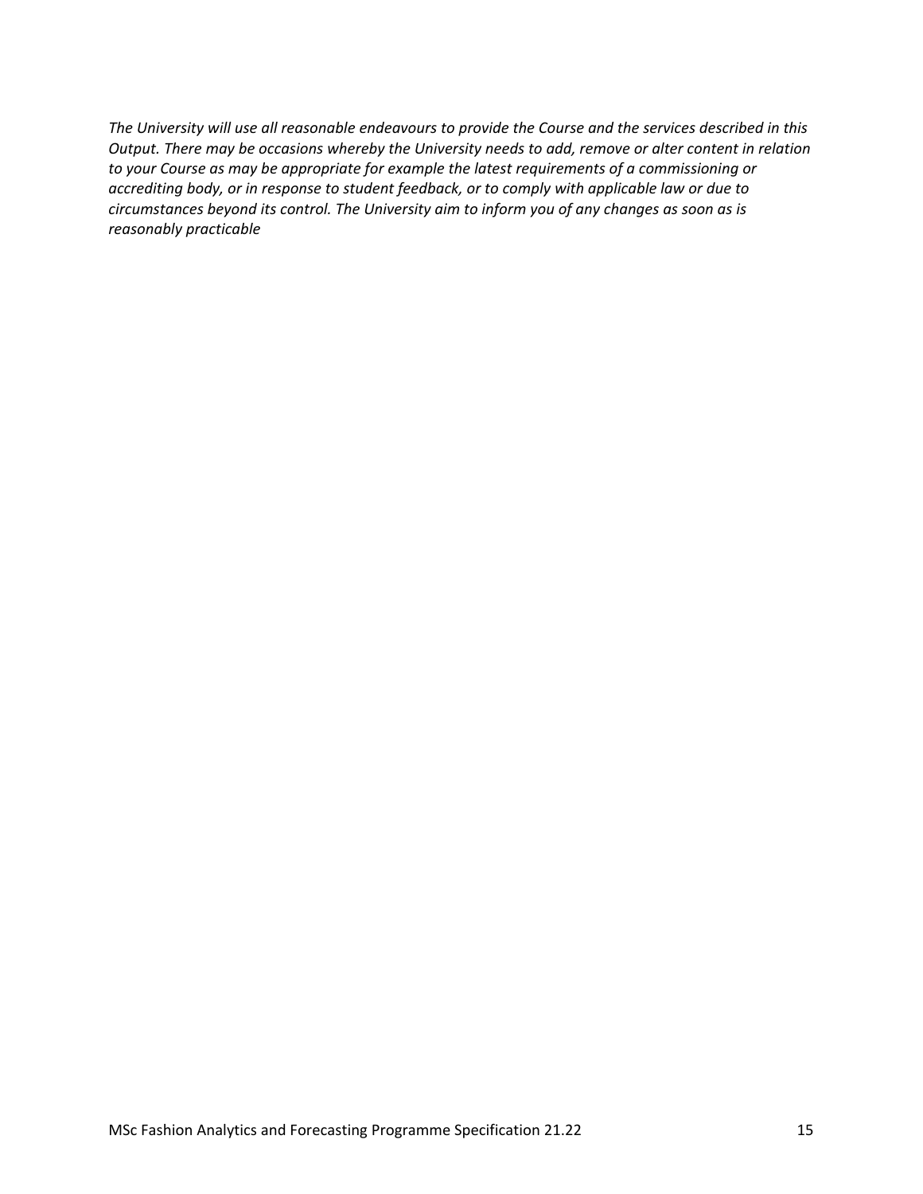*The University will use all reasonable endeavours to provide the Course and the services described in this Output. There may be occasions whereby the University needs to add, remove or alter content in relation to your Course as may be appropriate for example the latest requirements of a commissioning or accrediting body, or in response to student feedback, or to comply with applicable law or due to circumstances beyond its control. The University aim to inform you of any changes as soon as is reasonably practicable*